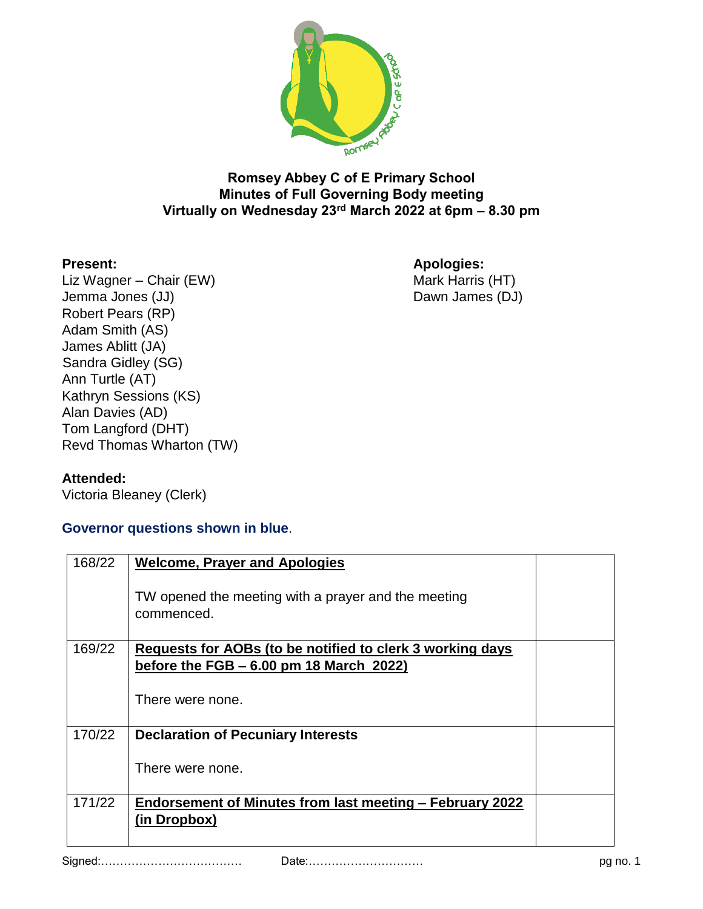**Romsey Abbey C of E Primary School**
**Minutes of Full Governing Body meeting**
**Virtually on Wednesday 23rd March 2022 at 6pm – 8.30 pm**

**Present:**
Liz Wagner – Chair (EW)
Jemma Jones (JJ)
Robert Pears (RP)
Adam Smith (AS)
James Ablitt (JA)
Sandra Gidley (SG)
Ann Turtle (AT)
Kathryn Sessions (KS)
Alan Davies (AD)
Tom Langford (DHT)
Revd Thomas Wharton (TW)

**Apologies:**
Mark Harris (HT)
Dawn James (DJ)

**Attended:**
Victoria Bleaney (Clerk)

**Governor questions shown in blue**.

| | | |
|---|---|---|
| 168/22 | **Welcome, Prayer and Apologies**<br><br>TW opened the meeting with a prayer and the meeting commenced. | |
| 169/22 | **Requests for AOBs (to be notified to clerk 3 working days before the FGB – 6.00 pm 18 March 2022)**<br><br>There were none. | |
| 170/22 | **Declaration of Pecuniary Interests**<br><br>There were none. | |
| 171/22 | **Endorsement of Minutes from last meeting – February 2022 (in Dropbox)** | |

Signed:………………………………    Date:…………………………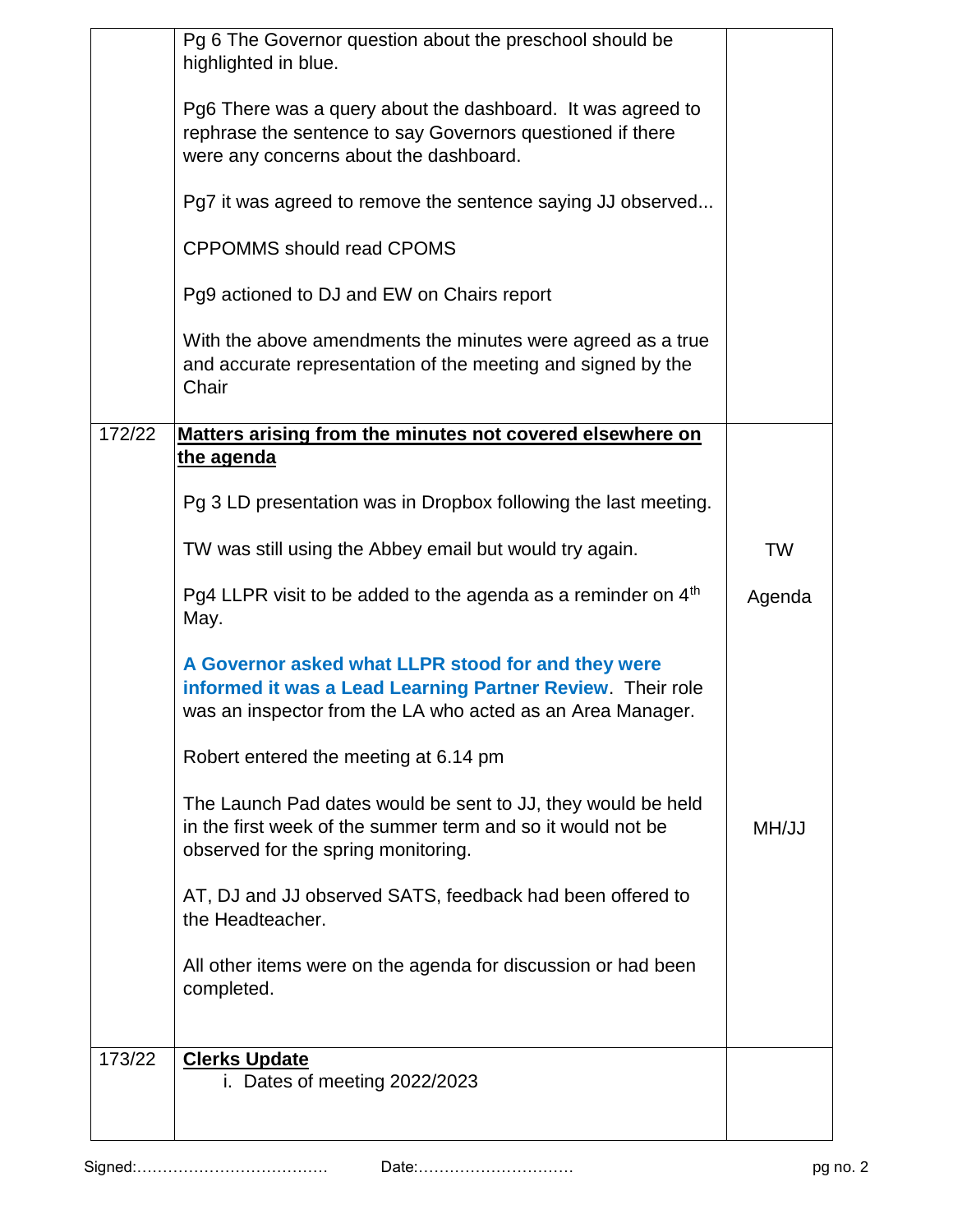| | | |
|---|---|---|
| | Pg 6 The Governor question about the preschool should be highlighted in blue.<br><br>Pg6 There was a query about the dashboard. It was agreed to rephrase the sentence to say Governors questioned if there were any concerns about the dashboard.<br><br>Pg7 it was agreed to remove the sentence saying JJ observed...<br><br>CPPOMMS should read CPOMS<br><br>Pg9 actioned to DJ and EW on Chairs report<br><br>With the above amendments the minutes were agreed as a true and accurate representation of the meeting and signed by the Chair | |
| 172/22 | **Matters arising from the minutes not covered elsewhere on the agenda**<br><br>Pg 3 LD presentation was in Dropbox following the last meeting.<br><br>TW was still using the Abbey email but would try again.<br><br>Pg4 LLPR visit to be added to the agenda as a reminder on 4th May.<br><br>**A Governor asked what LLPR stood for and they were informed it was a Lead Learning Partner Review**. Their role was an inspector from the LA who acted as an Area Manager.<br><br>Robert entered the meeting at 6.14 pm<br><br>The Launch Pad dates would be sent to JJ, they would be held in the first week of the summer term and so it would not be observed for the spring monitoring.<br><br>AT, DJ and JJ observed SATS, feedback had been offered to the Headteacher.<br><br>All other items were on the agenda for discussion or had been completed. | <br><br><br><br>TW<br><br>Agenda<br><br><br><br><br><br><br><br>MH/JJ |
| 173/22 | **Clerks Update**<br>i. Dates of meeting 2022/2023 | |

Signed:………………………………  Date:…………………………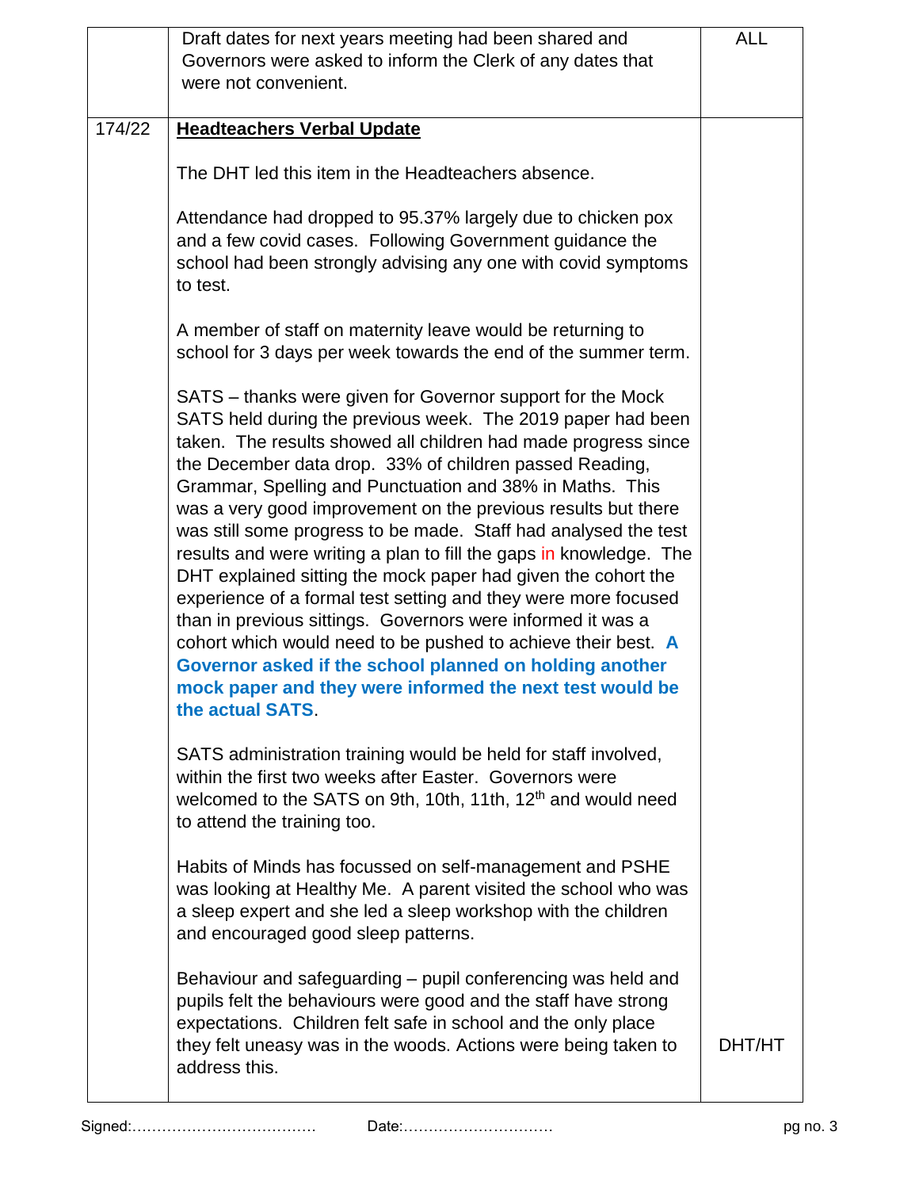| | | |
|---|---|---|
| | Draft dates for next years meeting had been shared and Governors were asked to inform the Clerk of any dates that were not convenient. | ALL |
| 174/22 | **Headteachers Verbal Update**<br><br>The DHT led this item in the Headteachers absence.<br><br>Attendance had dropped to 95.37% largely due to chicken pox and a few covid cases. Following Government guidance the school had been strongly advising any one with covid symptoms to test.<br><br>A member of staff on maternity leave would be returning to school for 3 days per week towards the end of the summer term.<br><br>SATS – thanks were given for Governor support for the Mock SATS held during the previous week. The 2019 paper had been taken. The results showed all children had made progress since the December data drop. 33% of children passed Reading, Grammar, Spelling and Punctuation and 38% in Maths. This was a very good improvement on the previous results but there was still some progress to be made. Staff had analysed the test results and were writing a plan to fill the gaps in knowledge. The DHT explained sitting the mock paper had given the cohort the experience of a formal test setting and they were more focused than in previous sittings. Governors were informed it was a cohort which would need to be pushed to achieve their best. **A Governor asked if the school planned on holding another mock paper and they were informed the next test would be the actual SATS**.<br><br>SATS administration training would be held for staff involved, within the first two weeks after Easter. Governors were welcomed to the SATS on 9th, 10th, 11th, 12th and would need to attend the training too.<br><br>Habits of Minds has focussed on self-management and PSHE was looking at Healthy Me. A parent visited the school who was a sleep expert and she led a sleep workshop with the children and encouraged good sleep patterns.<br><br>Behaviour and safeguarding – pupil conferencing was held and pupils felt the behaviours were good and the staff have strong expectations. Children felt safe in school and the only place they felt uneasy was in the woods. Actions were being taken to address this. | DHT/HT |

Signed:……………………………… Date:…………………………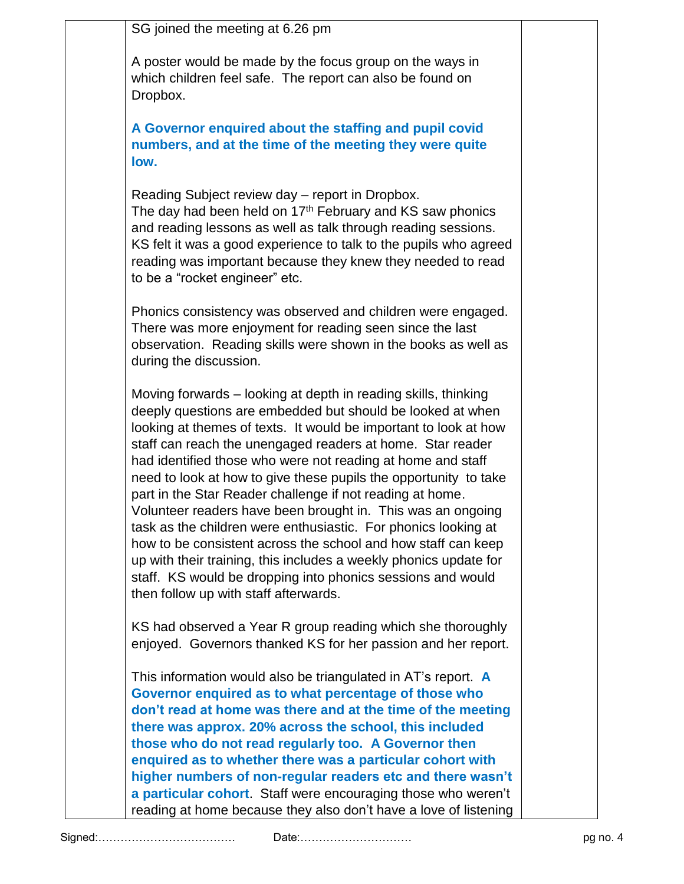SG joined the meeting at 6.26 pm

A poster would be made by the focus group on the ways in which children feel safe. The report can also be found on Dropbox.

**A Governor enquired about the staffing and pupil covid numbers, and at the time of the meeting they were quite low.**

Reading Subject review day – report in Dropbox.
The day had been held on 17th February and KS saw phonics and reading lessons as well as talk through reading sessions. KS felt it was a good experience to talk to the pupils who agreed reading was important because they knew they needed to read to be a "rocket engineer" etc.

Phonics consistency was observed and children were engaged. There was more enjoyment for reading seen since the last observation. Reading skills were shown in the books as well as during the discussion.

Moving forwards – looking at depth in reading skills, thinking deeply questions are embedded but should be looked at when looking at themes of texts. It would be important to look at how staff can reach the unengaged readers at home. Star reader had identified those who were not reading at home and staff need to look at how to give these pupils the opportunity to take part in the Star Reader challenge if not reading at home. Volunteer readers have been brought in. This was an ongoing task as the children were enthusiastic. For phonics looking at how to be consistent across the school and how staff can keep up with their training, this includes a weekly phonics update for staff. KS would be dropping into phonics sessions and would then follow up with staff afterwards.

KS had observed a Year R group reading which she thoroughly enjoyed. Governors thanked KS for her passion and her report.

This information would also be triangulated in AT's report. **A Governor enquired as to what percentage of those who don't read at home was there and at the time of the meeting there was approx. 20% across the school, this included those who do not read regularly too. A Governor then enquired as to whether there was a particular cohort with higher numbers of non-regular readers etc and there wasn't a particular cohort**. Staff were encouraging those who weren't reading at home because they also don't have a love of listening

Signed:……………………………… Date:…………………………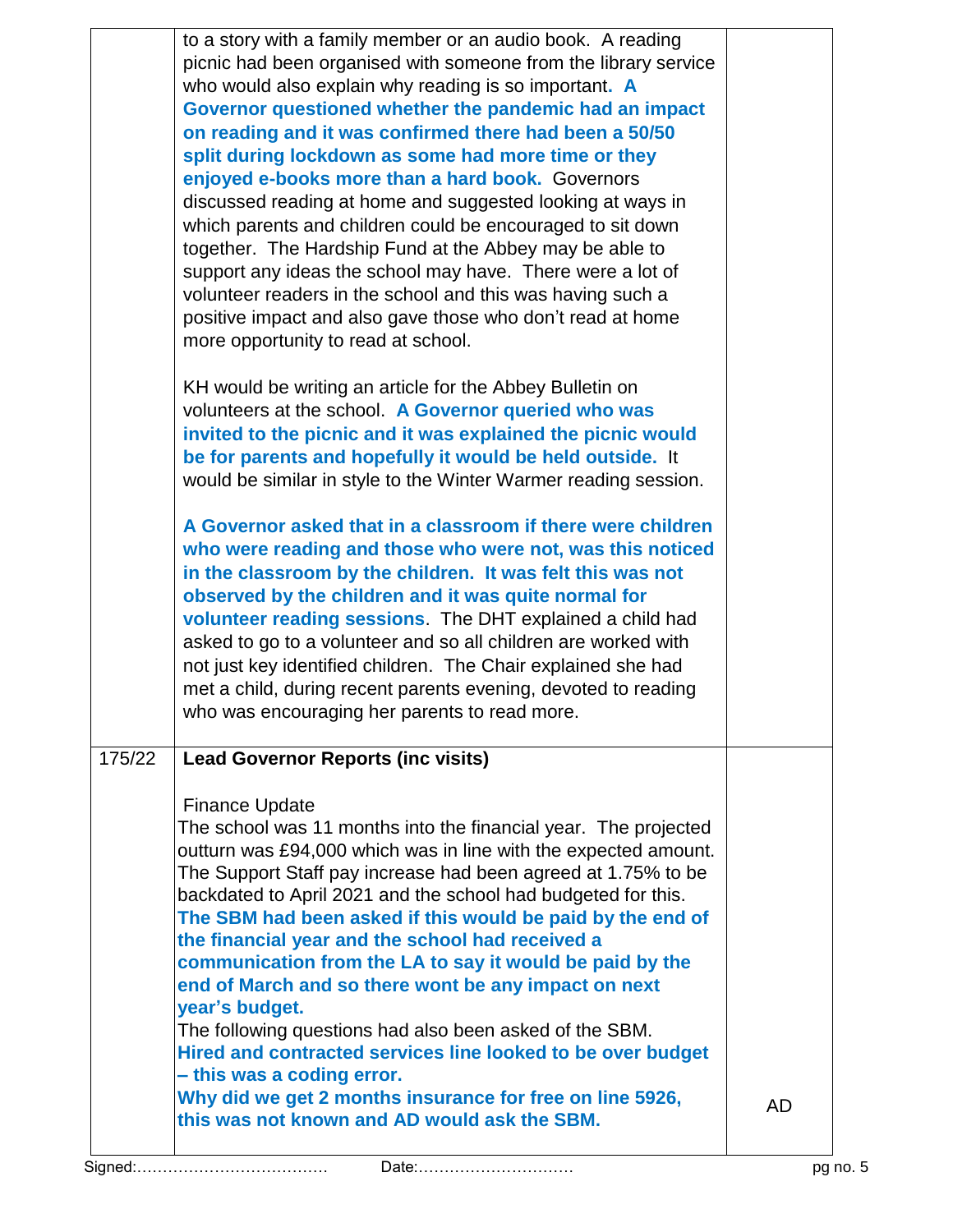| | | |
|---|---|---|
| | to a story with a family member or an audio book. A reading picnic had been organised with someone from the library service who would also explain why reading is so important. **A Governor questioned whether the pandemic had an impact on reading and it was confirmed there had been a 50/50 split during lockdown as some had more time or they enjoyed e-books more than a hard book.** Governors discussed reading at home and suggested looking at ways in which parents and children could be encouraged to sit down together. The Hardship Fund at the Abbey may be able to support any ideas the school may have. There were a lot of volunteer readers in the school and this was having such a positive impact and also gave those who don't read at home more opportunity to read at school.<br><br>KH would be writing an article for the Abbey Bulletin on volunteers at the school. **A Governor queried who was invited to the picnic and it was explained the picnic would be for parents and hopefully it would be held outside.** It would be similar in style to the Winter Warmer reading session.<br><br>**A Governor asked that in a classroom if there were children who were reading and those who were not, was this noticed in the classroom by the children. It was felt this was not observed by the children and it was quite normal for volunteer reading sessions**. The DHT explained a child had asked to go to a volunteer and so all children are worked with not just key identified children. The Chair explained she had met a child, during recent parents evening, devoted to reading who was encouraging her parents to read more. | |
| 175/22 | **Lead Governor Reports (inc visits)**<br><br>Finance Update<br>The school was 11 months into the financial year. The projected outturn was £94,000 which was in line with the expected amount. The Support Staff pay increase had been agreed at 1.75% to be backdated to April 2021 and the school had budgeted for this. **The SBM had been asked if this would be paid by the end of the financial year and the school had received a communication from the LA to say it would be paid by the end of March and so there wont be any impact on next year's budget.**<br>The following questions had also been asked of the SBM.<br>**Hired and contracted services line looked to be over budget – this was a coding error.**<br>**Why did we get 2 months insurance for free on line 5926, this was not known and AD would ask the SBM.** | AD |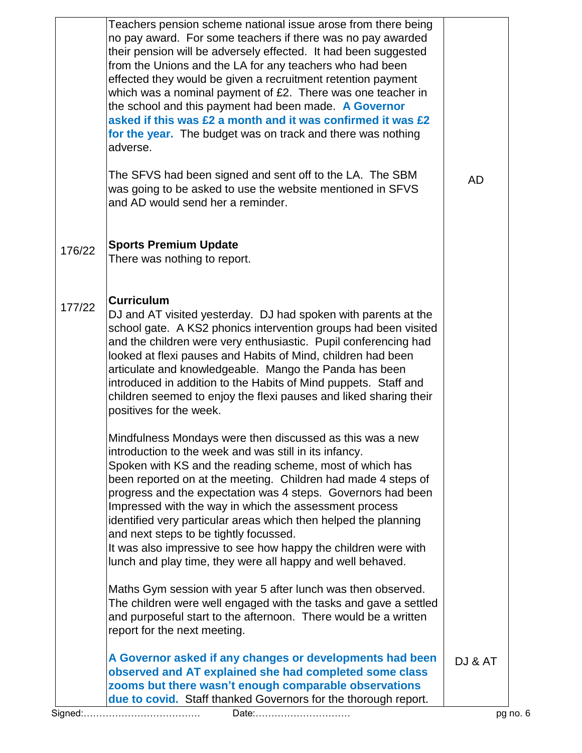| | | |
|---|---|---|
| | Teachers pension scheme national issue arose from there being no pay award. For some teachers if there was no pay awarded their pension will be adversely effected. It had been suggested from the Unions and the LA for any teachers who had been effected they would be given a recruitment retention payment which was a nominal payment of £2. There was one teacher in the school and this payment had been made. **A Governor asked if this was £2 a month and it was confirmed it was £2 for the year.** The budget was on track and there was nothing adverse.<br><br>The SFVS had been signed and sent off to the LA. The SBM was going to be asked to use the website mentioned in SFVS and AD would send her a reminder. | AD |
| 176/22 | **Sports Premium Update**<br>There was nothing to report. | |
| 177/22 | **Curriculum**<br>DJ and AT visited yesterday. DJ had spoken with parents at the school gate. A KS2 phonics intervention groups had been visited and the children were very enthusiastic. Pupil conferencing had looked at flexi pauses and Habits of Mind, children had been articulate and knowledgeable. Mango the Panda has been introduced in addition to the Habits of Mind puppets. Staff and children seemed to enjoy the flexi pauses and liked sharing their positives for the week.<br><br>Mindfulness Mondays were then discussed as this was a new introduction to the week and was still in its infancy.<br>Spoken with KS and the reading scheme, most of which has been reported on at the meeting. Children had made 4 steps of progress and the expectation was 4 steps. Governors had been Impressed with the way in which the assessment process identified very particular areas which then helped the planning and next steps to be tightly focussed.<br>It was also impressive to see how happy the children were with lunch and play time, they were all happy and well behaved.<br><br>Maths Gym session with year 5 after lunch was then observed. The children were well engaged with the tasks and gave a settled and purposeful start to the afternoon. There would be a written report for the next meeting.<br><br>**A Governor asked if any changes or developments had been observed and AT explained she had completed some class zooms but there wasn't enough comparable observations due to covid.** Staff thanked Governors for the thorough report. | DJ & AT |

Signed:……………………………… Date:…………………………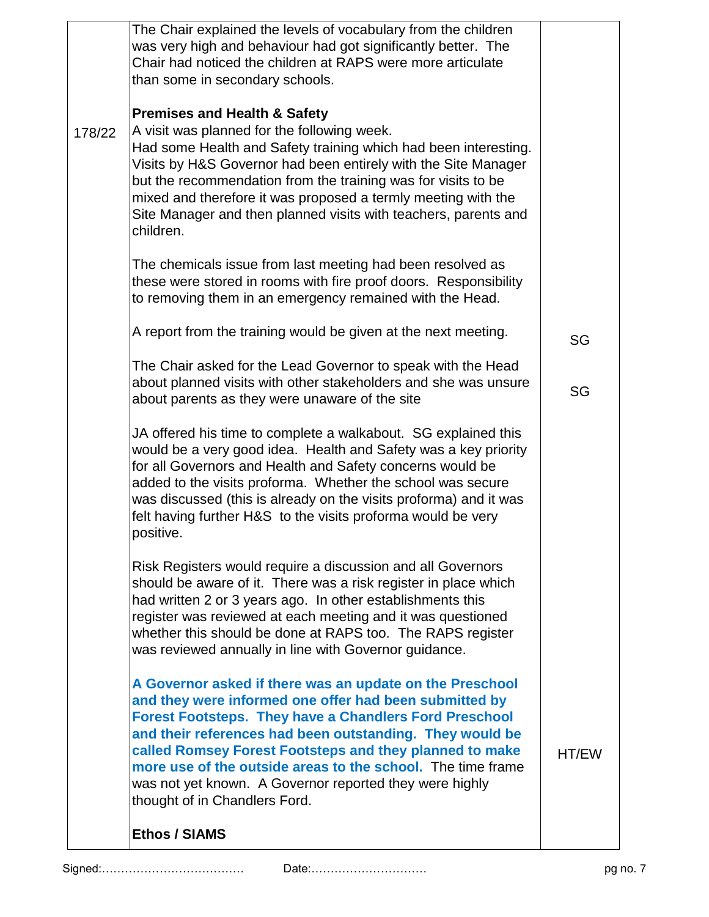| | | |
|---|---|---|
| | The Chair explained the levels of vocabulary from the children was very high and behaviour had got significantly better. The Chair had noticed the children at RAPS were more articulate than some in secondary schools. | |
| 178/22 | **Premises and Health & Safety**<br>A visit was planned for the following week.<br>Had some Health and Safety training which had been interesting. Visits by H&S Governor had been entirely with the Site Manager but the recommendation from the training was for visits to be mixed and therefore it was proposed a termly meeting with the Site Manager and then planned visits with teachers, parents and children. | |
| | The chemicals issue from last meeting had been resolved as these were stored in rooms with fire proof doors. Responsibility to removing them in an emergency remained with the Head. | |
| | A report from the training would be given at the next meeting. | SG |
| | The Chair asked for the Lead Governor to speak with the Head about planned visits with other stakeholders and she was unsure about parents as they were unaware of the site | SG |
| | JA offered his time to complete a walkabout. SG explained this would be a very good idea. Health and Safety was a key priority for all Governors and Health and Safety concerns would be added to the visits proforma. Whether the school was secure was discussed (this is already on the visits proforma) and it was felt having further H&S to the visits proforma would be very positive. | |
| | Risk Registers would require a discussion and all Governors should be aware of it. There was a risk register in place which had written 2 or 3 years ago. In other establishments this register was reviewed at each meeting and it was questioned whether this should be done at RAPS too. The RAPS register was reviewed annually in line with Governor guidance. | |
| | **A Governor asked if there was an update on the Preschool and they were informed one offer had been submitted by Forest Footsteps. They have a Chandlers Ford Preschool and their references had been outstanding. They would be called Romsey Forest Footsteps and they planned to make more use of the outside areas to the school.** The time frame was not yet known. A Governor reported they were highly thought of in Chandlers Ford. | HT/EW |
| | **Ethos / SIAMS** | |

Signed:……………………………… Date:…………………………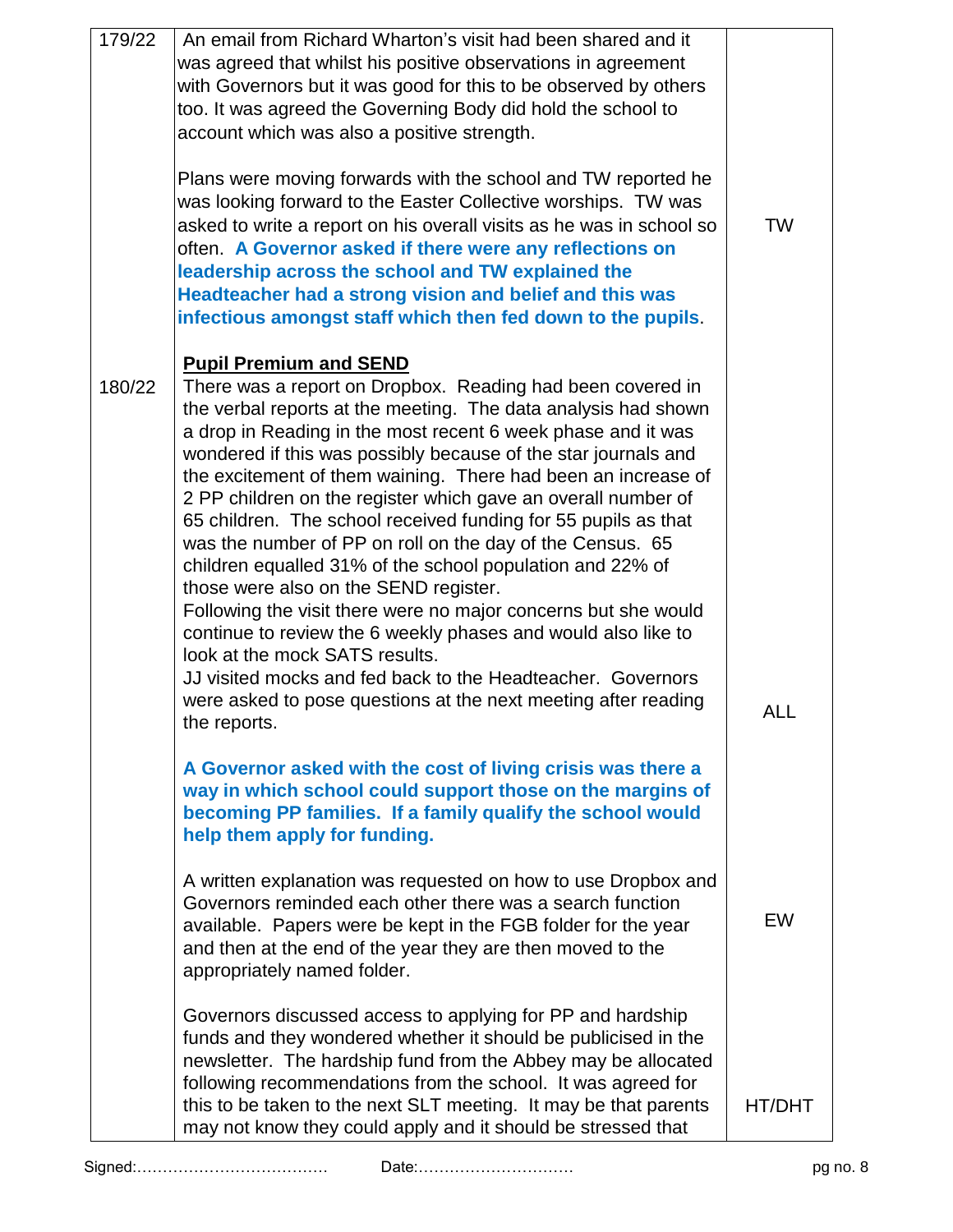| | | |
|---|---|---|
| 179/22 | An email from Richard Wharton's visit had been shared and it was agreed that whilst his positive observations in agreement with Governors but it was good for this to be observed by others too. It was agreed the Governing Body did hold the school to account which was also a positive strength.<br><br>Plans were moving forwards with the school and TW reported he was looking forward to the Easter Collective worships. TW was asked to write a report on his overall visits as he was in school so often. **A Governor asked if there were any reflections on leadership across the school and TW explained the Headteacher had a strong vision and belief and this was infectious amongst staff which then fed down to the pupils**. | TW |
| 180/22 | **<u>Pupil Premium and SEND</u>**<br>There was a report on Dropbox. Reading had been covered in the verbal reports at the meeting. The data analysis had shown a drop in Reading in the most recent 6 week phase and it was wondered if this was possibly because of the star journals and the excitement of them waining. There had been an increase of 2 PP children on the register which gave an overall number of 65 children. The school received funding for 55 pupils as that was the number of PP on roll on the day of the Census. 65 children equalled 31% of the school population and 22% of those were also on the SEND register.<br>Following the visit there were no major concerns but she would continue to review the 6 weekly phases and would also like to look at the mock SATS results.<br>JJ visited mocks and fed back to the Headteacher. Governors were asked to pose questions at the next meeting after reading the reports.<br><br>**A Governor asked with the cost of living crisis was there a way in which school could support those on the margins of becoming PP families. If a family qualify the school would help them apply for funding.**<br><br>A written explanation was requested on how to use Dropbox and Governors reminded each other there was a search function available. Papers were be kept in the FGB folder for the year and then at the end of the year they are then moved to the appropriately named folder.<br><br>Governors discussed access to applying for PP and hardship funds and they wondered whether it should be publicised in the newsletter. The hardship fund from the Abbey may be allocated following recommendations from the school. It was agreed for this to be taken to the next SLT meeting. It may be that parents may not know they could apply and it should be stressed that | ALL<br><br>EW<br><br>HT/DHT |

Signed:……………………………… Date:…………………………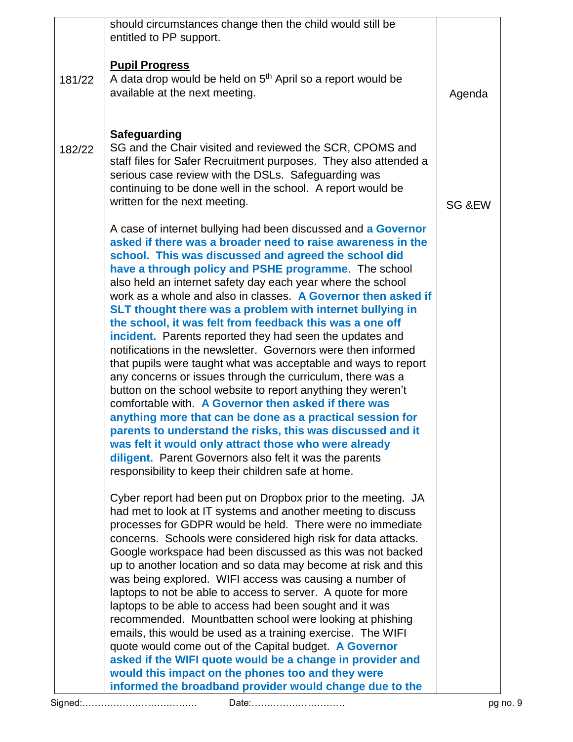| | | |
|---|---|---|
| | should circumstances change then the child would still be entitled to PP support. | |
| 181/22 | **Pupil Progress**<br>A data drop would be held on 5th April so a report would be available at the next meeting. | Agenda |
| 182/22 | **Safeguarding**<br>SG and the Chair visited and reviewed the SCR, CPOMS and staff files for Safer Recruitment purposes. They also attended a serious case review with the DSLs. Safeguarding was continuing to be done well in the school. A report would be written for the next meeting.<br><br>A case of internet bullying had been discussed and **a Governor asked if there was a broader need to raise awareness in the school. This was discussed and agreed the school did have a through policy and PSHE programme**. The school also held an internet safety day each year where the school work as a whole and also in classes. **A Governor then asked if SLT thought there was a problem with internet bullying in the school, it was felt from feedback this was a one off incident.** Parents reported they had seen the updates and notifications in the newsletter. Governors were then informed that pupils were taught what was acceptable and ways to report any concerns or issues through the curriculum, there was a button on the school website to report anything they weren't comfortable with. **A Governor then asked if there was anything more that can be done as a practical session for parents to understand the risks, this was discussed and it was felt it would only attract those who were already diligent.** Parent Governors also felt it was the parents responsibility to keep their children safe at home.<br><br>Cyber report had been put on Dropbox prior to the meeting. JA had met to look at IT systems and another meeting to discuss processes for GDPR would be held. There were no immediate concerns. Schools were considered high risk for data attacks. Google workspace had been discussed as this was not backed up to another location and so data may become at risk and this was being explored. WIFI access was causing a number of laptops to not be able to access to server. A quote for more laptops to be able to access had been sought and it was recommended. Mountbatten school were looking at phishing emails, this would be used as a training exercise. The WIFI quote would come out of the Capital budget. **A Governor asked if the WIFI quote would be a change in provider and would this impact on the phones too and they were informed the broadband provider would change due to the** | SG &EW |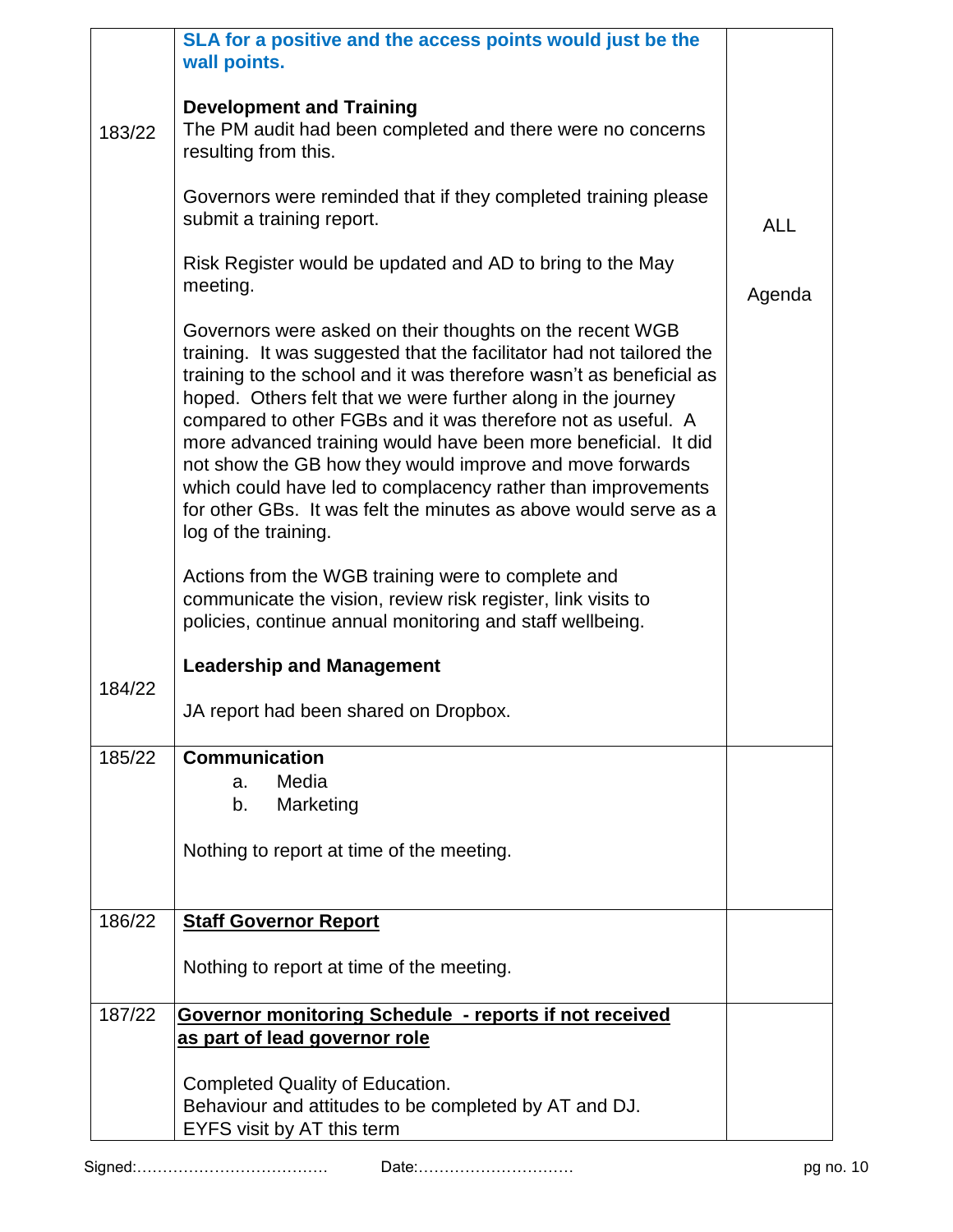| | | |
|---|---|---|
| | **SLA for a positive and the access points would just be the wall points.** | |
| 183/22 | **Development and Training**<br>The PM audit had been completed and there were no concerns resulting from this.<br><br>Governors were reminded that if they completed training please submit a training report.<br><br>Risk Register would be updated and AD to bring to the May meeting.<br><br>Governors were asked on their thoughts on the recent WGB training. It was suggested that the facilitator had not tailored the training to the school and it was therefore wasn't as beneficial as hoped. Others felt that we were further along in the journey compared to other FGBs and it was therefore not as useful. A more advanced training would have been more beneficial. It did not show the GB how they would improve and move forwards which could have led to complacency rather than improvements for other GBs. It was felt the minutes as above would serve as a log of the training.<br><br>Actions from the WGB training were to complete and communicate the vision, review risk register, link visits to policies, continue annual monitoring and staff wellbeing. | ALL<br><br>Agenda |
| 184/22 | **Leadership and Management**<br><br>JA report had been shared on Dropbox. | |
| 185/22 | **Communication**<br>a. Media<br>b. Marketing<br><br>Nothing to report at time of the meeting. | |
| 186/22 | **Staff Governor Report**<br><br>Nothing to report at time of the meeting. | |
| 187/22 | **Governor monitoring Schedule - reports if not received as part of lead governor role**<br><br>Completed Quality of Education.<br>Behaviour and attitudes to be completed by AT and DJ.<br>EYFS visit by AT this term | |

Signed:……………………………… Date:…………………………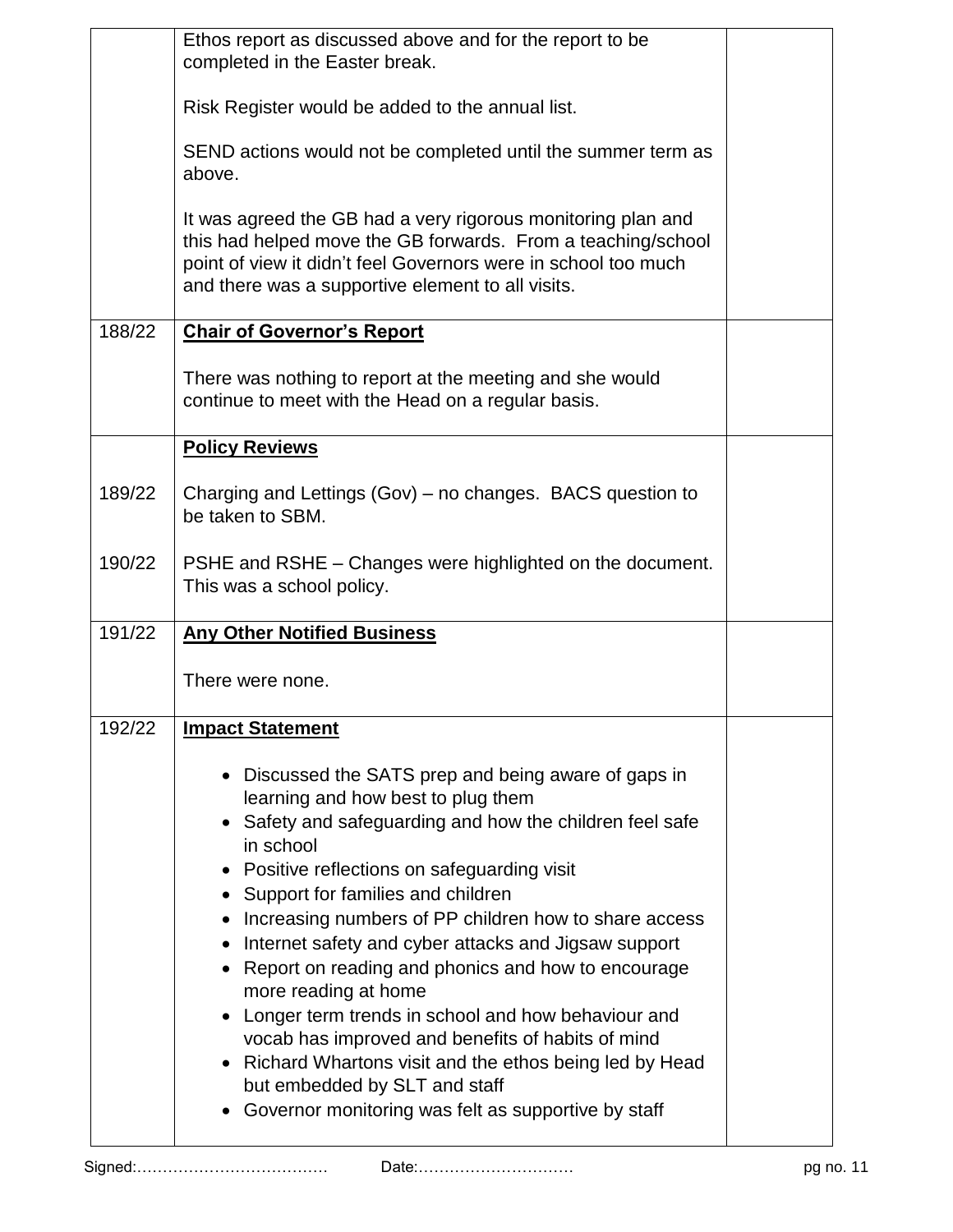| | | |
|---|---|---|
| | Ethos report as discussed above and for the report to be completed in the Easter break.<br><br>Risk Register would be added to the annual list.<br><br>SEND actions would not be completed until the summer term as above.<br><br>It was agreed the GB had a very rigorous monitoring plan and this had helped move the GB forwards. From a teaching/school point of view it didn't feel Governors were in school too much and there was a supportive element to all visits. | |
| 188/22 | **Chair of Governor's Report**<br><br>There was nothing to report at the meeting and she would continue to meet with the Head on a regular basis. | |
| | **Policy Reviews** | |
| 189/22 | Charging and Lettings (Gov) – no changes. BACS question to be taken to SBM. | |
| 190/22 | PSHE and RSHE – Changes were highlighted on the document. This was a school policy. | |
| 191/22 | **Any Other Notified Business**<br><br>There were none. | |
| 192/22 | **Impact Statement**<br><br>• Discussed the SATS prep and being aware of gaps in learning and how best to plug them<br>• Safety and safeguarding and how the children feel safe in school<br>• Positive reflections on safeguarding visit<br>• Support for families and children<br>• Increasing numbers of PP children how to share access<br>• Internet safety and cyber attacks and Jigsaw support<br>• Report on reading and phonics and how to encourage more reading at home<br>• Longer term trends in school and how behaviour and vocab has improved and benefits of habits of mind<br>• Richard Whartons visit and the ethos being led by Head but embedded by SLT and staff<br>• Governor monitoring was felt as supportive by staff | |

Signed:……………………………… Date:…………………………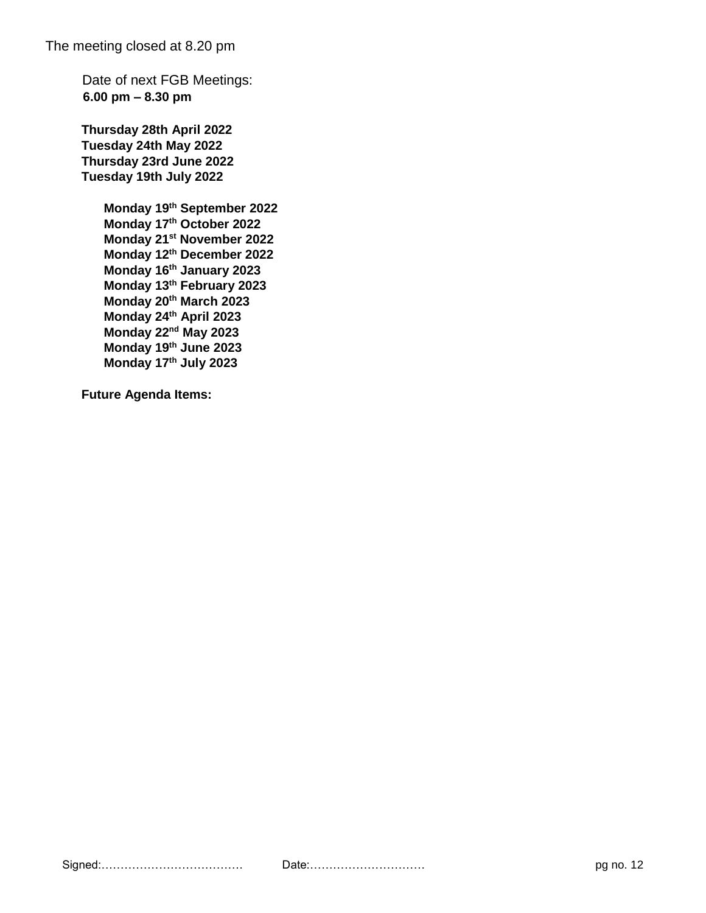The meeting closed at 8.20 pm

Date of next FGB Meetings:
**6.00 pm – 8.30 pm**

**Thursday 28th April 2022**
**Tuesday 24th May 2022**
**Thursday 23rd June 2022**
**Tuesday 19th July 2022**

**Monday 19th September 2022**
**Monday 17th October 2022**
**Monday 21st November 2022**
**Monday 12th December 2022**
**Monday 16th January 2023**
**Monday 13th February 2023**
**Monday 20th March 2023**
**Monday 24th April 2023**
**Monday 22nd May 2023**
**Monday 19th June 2023**
**Monday 17th July 2023**

**Future Agenda Items:**

Signed:……………………………… Date:…………………………